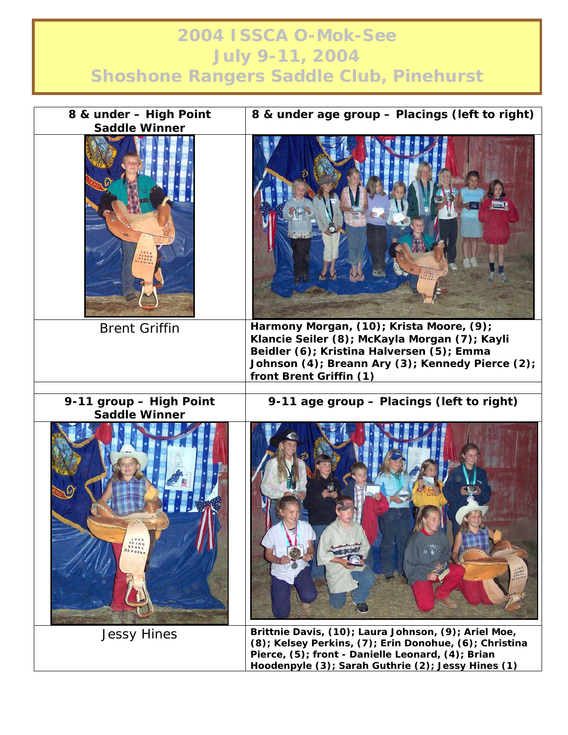# 2004 ISSCA O-Mok-See
# July 9-11, 2004
# Shoshone Rangers Saddle Club, Pinehurst

| 8 & under – High Point Saddle Winner | 8 & under age group – Placings (left to right) |
| --- | --- |
| Brent Griffin | **Harmony Morgan, (10); Krista Moore, (9); Klancie Seiler (8); McKayla Morgan (7); Kayli Beidler (6); Kristina Halversen (5); Emma Johnson (4); Breann Ary (3); Kennedy Pierce (2); front Brent Griffin (1)** |
| **9-11 group – High Point Saddle Winner** | **9-11 age group – Placings (left to right)** |
| Jessy Hines | **Brittnie Davis, (10); Laura Johnson, (9); Ariel Moe, (8); Kelsey Perkins, (7); Erin Donohue, (6); Christina Pierce, (5); front - Danielle Leonard, (4); Brian Hoodenpyle (3); Sarah Guthrie (2); Jessy Hines (1)** |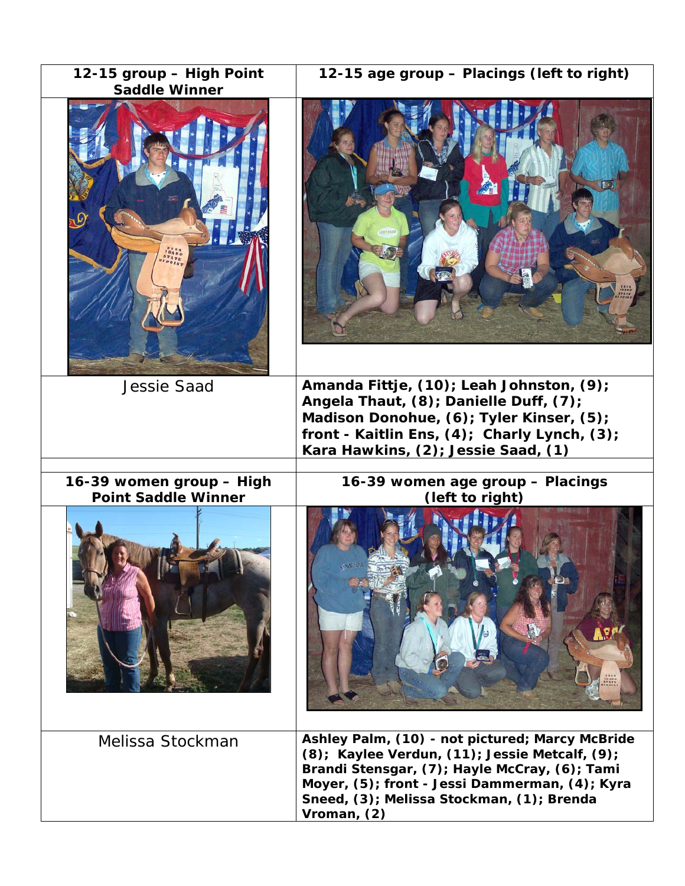| 12-15 group – High Point Saddle Winner | 12-15 age group – Placings (left to right) |
|---|---|
| | |
| Jessie Saad | **Amanda Fittje, (10); Leah Johnston, (9); Angela Thaut, (8); Danielle Duff, (7); Madison Donohue, (6); Tyler Kinser, (5); front - Kaitlin Ens, (4); Charly Lynch, (3); Kara Hawkins, (2); Jessie Saad, (1)** |
| | |
| **16-39 women group – High Point Saddle Winner** | **16-39 women age group – Placings (left to right)** |
| | |
| Melissa Stockman | **Ashley Palm, (10) - not pictured; Marcy McBride (8); Kaylee Verdun, (11); Jessie Metcalf, (9); Brandi Stensgar, (7); Hayle McCray, (6); Tami Moyer, (5); front - Jessi Dammerman, (4); Kyra Sneed, (3); Melissa Stockman, (1); Brenda Vroman, (2)** |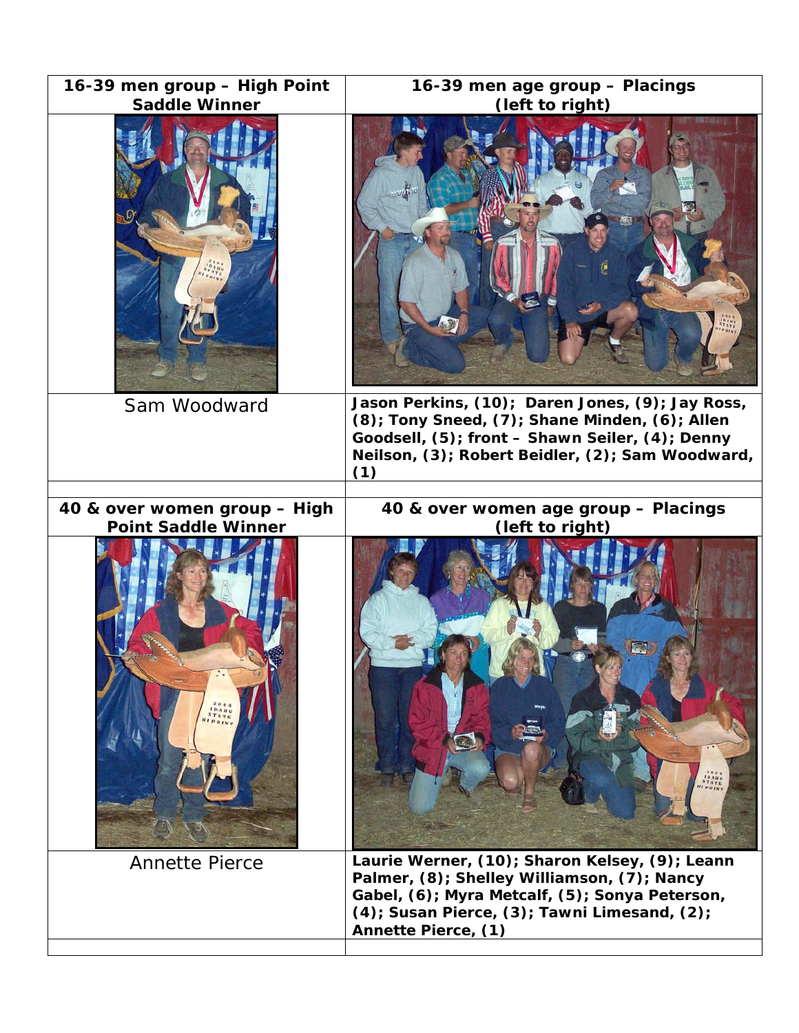| 16-39 men group – High Point Saddle Winner | 16-39 men age group – Placings (left to right) |
|---|---|
| Sam Woodward | Jason Perkins, (10); Daren Jones, (9); Jay Ross, (8); Tony Sneed, (7); Shane Minden, (6); Allen Goodsell, (5); front – Shawn Seiler, (4); Denny Neilson, (3); Robert Beidler, (2); Sam Woodward, (1) |
| | |
| **40 & over women group – High Point Saddle Winner** | **40 & over women age group – Placings (left to right)** |
| Annette Pierce | Laurie Werner, (10); Sharon Kelsey, (9); Leann Palmer, (8); Shelley Williamson, (7); Nancy Gabel, (6); Myra Metcalf, (5); Sonya Peterson, (4); Susan Pierce, (3); Tawni Limesand, (2); Annette Pierce, (1) |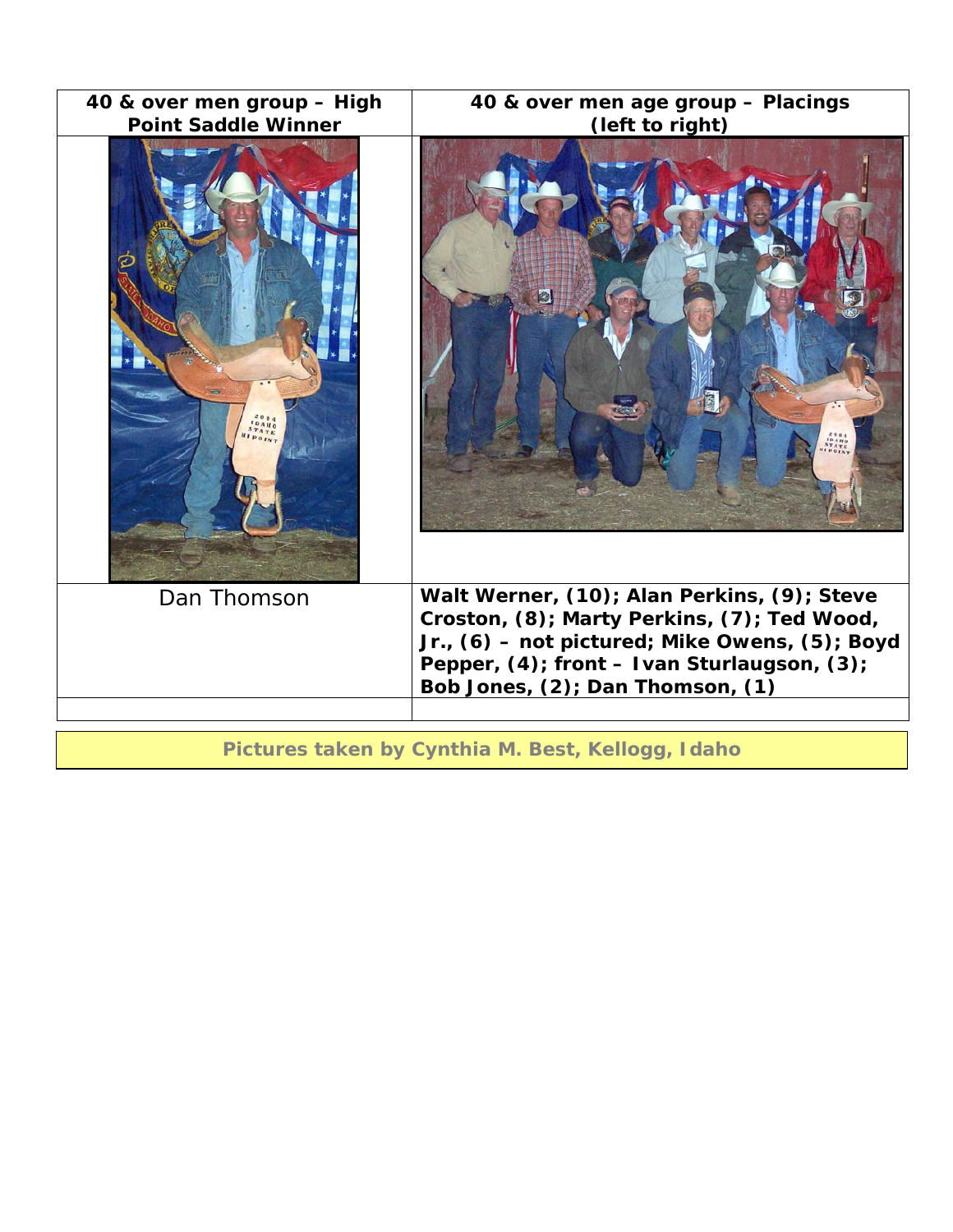| 40 & over men group – High Point Saddle Winner | 40 & over men age group – Placings (left to right) |
| --- | --- |
| | |
| Dan Thomson | **Walt Werner, (10); Alan Perkins, (9); Steve Croston, (8); Marty Perkins, (7); Ted Wood, Jr., (6) – not pictured; Mike Owens, (5); Boyd Pepper, (4); front – Ivan Sturlaugson, (3); Bob Jones, (2); Dan Thomson, (1)** |
| | |

**Pictures taken by Cynthia M. Best, Kellogg, Idaho**